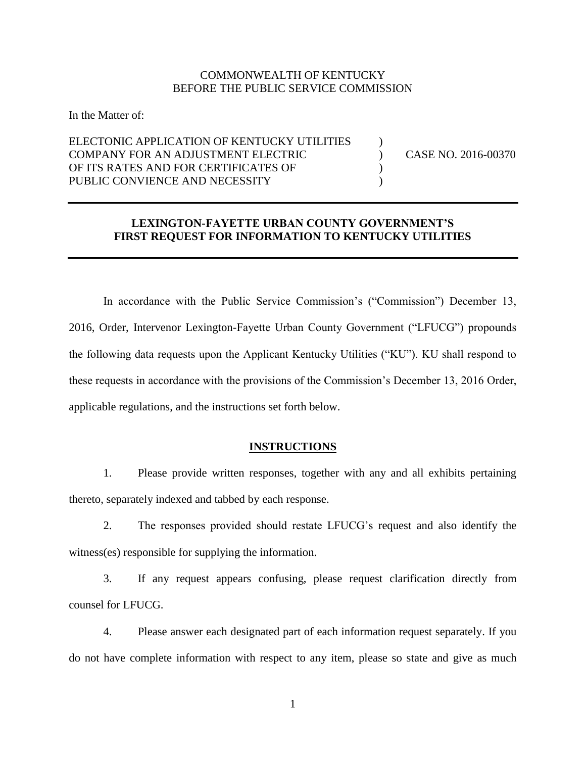COMMONWEALTH OF KENTUCKY
BEFORE THE PUBLIC SERVICE COMMISSION

In the Matter of:

| | | |
|---|---|---|
| ELECTONIC APPLICATION OF KENTUCKY UTILITIES COMPANY FOR AN ADJUSTMENT ELECTRIC OF ITS RATES AND FOR CERTIFICATES OF PUBLIC CONVIENCE AND NECESSITY | ) ) ) ) | CASE NO. 2016-00370 |

---

**LEXINGTON-FAYETTE URBAN COUNTY GOVERNMENT'S FIRST REQUEST FOR INFORMATION TO KENTUCKY UTILITIES**

---

In accordance with the Public Service Commission's ("Commission") December 13, 2016, Order, Intervenor Lexington-Fayette Urban County Government ("LFUCG") propounds the following data requests upon the Applicant Kentucky Utilities ("KU"). KU shall respond to these requests in accordance with the provisions of the Commission's December 13, 2016 Order, applicable regulations, and the instructions set forth below.

## INSTRUCTIONS

1. Please provide written responses, together with any and all exhibits pertaining thereto, separately indexed and tabbed by each response.

2. The responses provided should restate LFUCG's request and also identify the witness(es) responsible for supplying the information.

3. If any request appears confusing, please request clarification directly from counsel for LFUCG.

4. Please answer each designated part of each information request separately. If you do not have complete information with respect to any item, please so state and give as much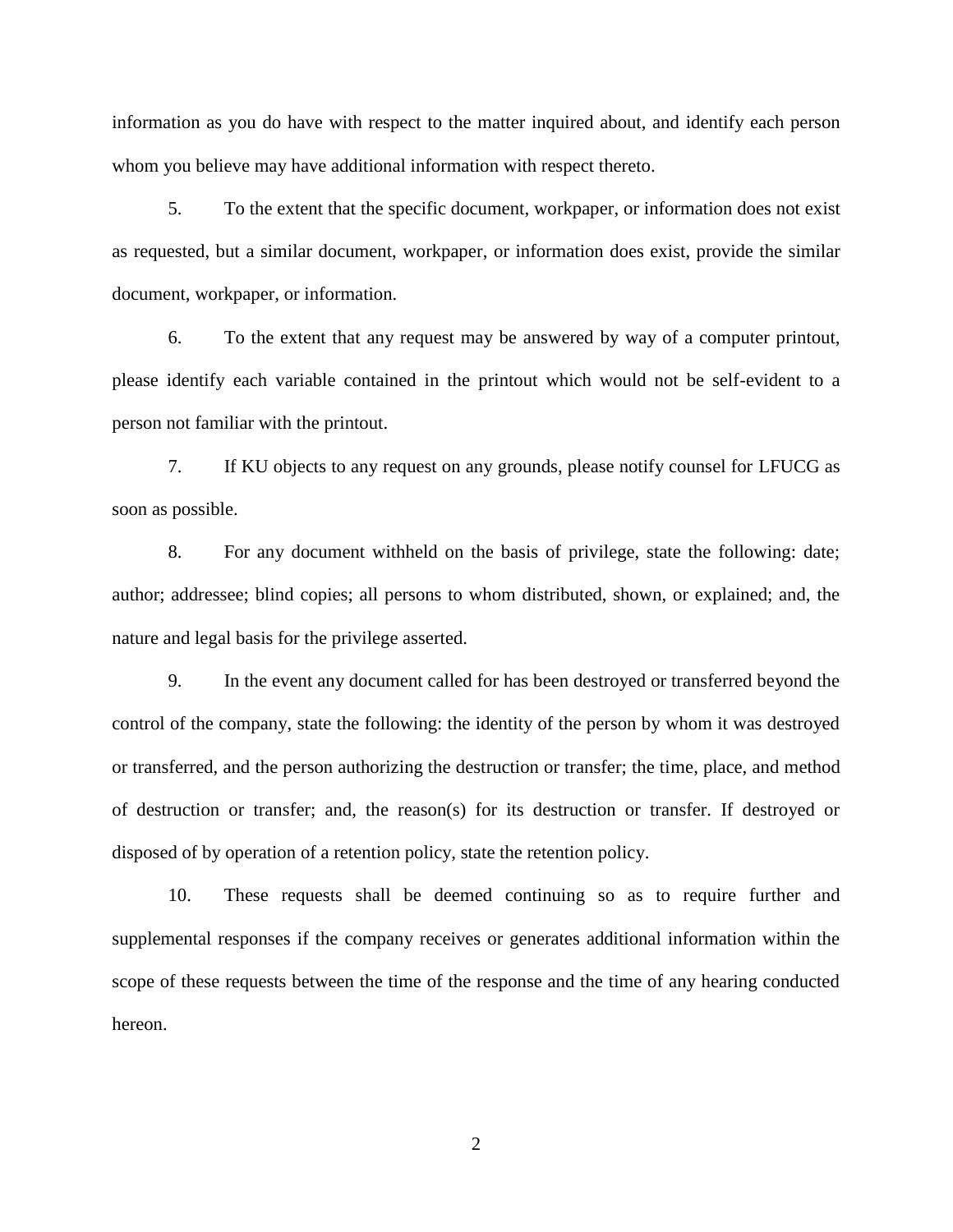information as you do have with respect to the matter inquired about, and identify each person whom you believe may have additional information with respect thereto.

5. To the extent that the specific document, workpaper, or information does not exist as requested, but a similar document, workpaper, or information does exist, provide the similar document, workpaper, or information.

6. To the extent that any request may be answered by way of a computer printout, please identify each variable contained in the printout which would not be self-evident to a person not familiar with the printout.

7. If KU objects to any request on any grounds, please notify counsel for LFUCG as soon as possible.

8. For any document withheld on the basis of privilege, state the following: date; author; addressee; blind copies; all persons to whom distributed, shown, or explained; and, the nature and legal basis for the privilege asserted.

9. In the event any document called for has been destroyed or transferred beyond the control of the company, state the following: the identity of the person by whom it was destroyed or transferred, and the person authorizing the destruction or transfer; the time, place, and method of destruction or transfer; and, the reason(s) for its destruction or transfer. If destroyed or disposed of by operation of a retention policy, state the retention policy.

10. These requests shall be deemed continuing so as to require further and supplemental responses if the company receives or generates additional information within the scope of these requests between the time of the response and the time of any hearing conducted hereon.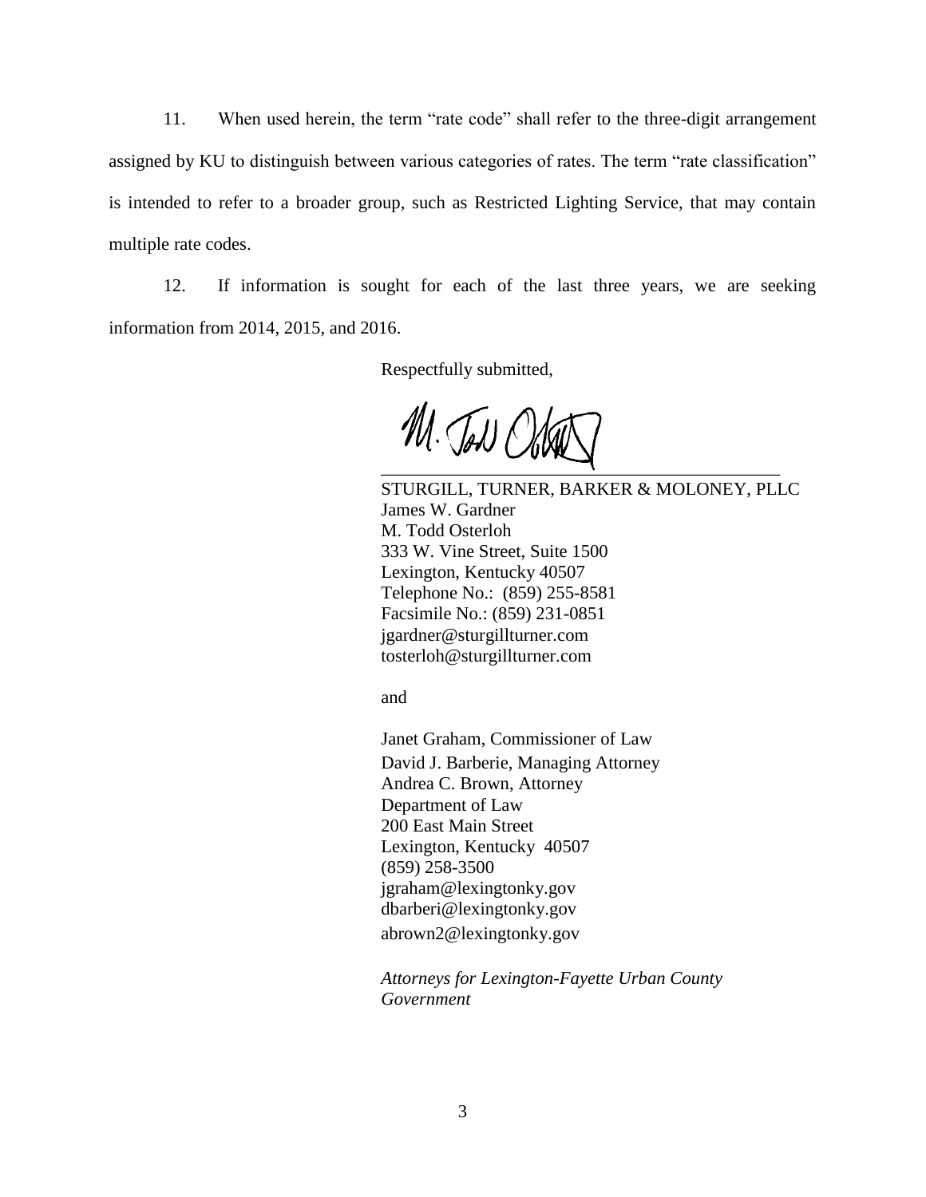11. When used herein, the term "rate code" shall refer to the three-digit arrangement assigned by KU to distinguish between various categories of rates. The term "rate classification" is intended to refer to a broader group, such as Restricted Lighting Service, that may contain multiple rate codes.

12. If information is sought for each of the last three years, we are seeking information from 2014, 2015, and 2016.

Respectfully submitted,

M. Todd Osterloh
\_\_\_\_\_\_\_\_\_\_\_\_\_\_\_\_\_\_\_\_\_\_\_\_\_\_\_\_\_\_\_\_\_\_\_\_\_\_\_\_\_\_\_\_

STURGILL, TURNER, BARKER & MOLONEY, PLLC
James W. Gardner
M. Todd Osterloh
333 W. Vine Street, Suite 1500
Lexington, Kentucky 40507
Telephone No.: (859) 255-8581
Facsimile No.: (859) 231-0851
jgardner@sturgillturner.com
tosterloh@sturgillturner.com

and

Janet Graham, Commissioner of Law
David J. Barberie, Managing Attorney
Andrea C. Brown, Attorney
Department of Law
200 East Main Street
Lexington, Kentucky 40507
(859) 258-3500
jgraham@lexingtonky.gov
dbarberi@lexingtonky.gov
abrown2@lexingtonky.gov

*Attorneys for Lexington-Fayette Urban County Government*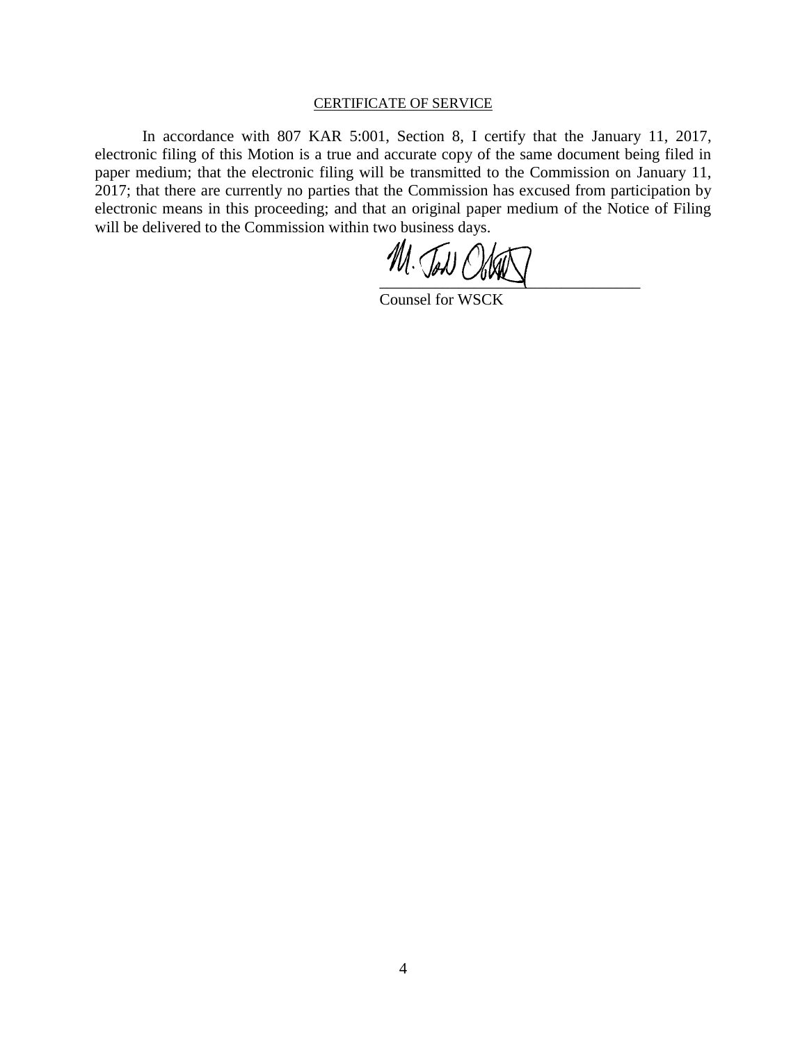## CERTIFICATE OF SERVICE

In accordance with 807 KAR 5:001, Section 8, I certify that the January 11, 2017, electronic filing of this Motion is a true and accurate copy of the same document being filed in paper medium; that the electronic filing will be transmitted to the Commission on January 11, 2017; that there are currently no parties that the Commission has excused from participation by electronic means in this proceeding; and that an original paper medium of the Notice of Filing will be delivered to the Commission within two business days.

\_\_\_\_\_\_\_\_\_\_\_\_\_\_\_\_\_\_\_\_\_\_\_\_\_\_\_\_\_\_\_\_\_\_

Counsel for WSCK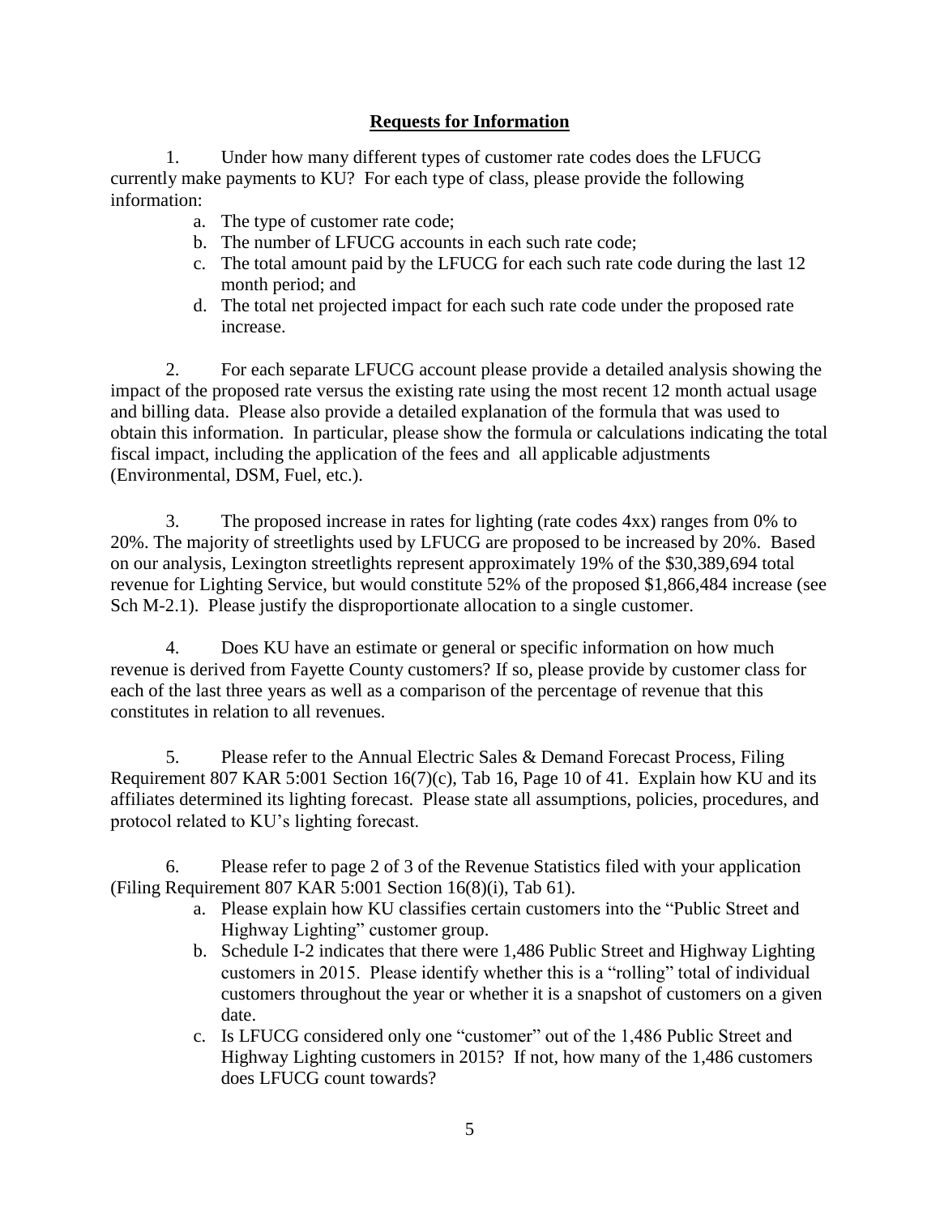## Requests for Information

1. Under how many different types of customer rate codes does the LFUCG currently make payments to KU? For each type of class, please provide the following information:

   a. The type of customer rate code;
   b. The number of LFUCG accounts in each such rate code;
   c. The total amount paid by the LFUCG for each such rate code during the last 12 month period; and
   d. The total net projected impact for each such rate code under the proposed rate increase.

2. For each separate LFUCG account please provide a detailed analysis showing the impact of the proposed rate versus the existing rate using the most recent 12 month actual usage and billing data. Please also provide a detailed explanation of the formula that was used to obtain this information. In particular, please show the formula or calculations indicating the total fiscal impact, including the application of the fees and all applicable adjustments (Environmental, DSM, Fuel, etc.).

3. The proposed increase in rates for lighting (rate codes 4xx) ranges from 0% to 20%. The majority of streetlights used by LFUCG are proposed to be increased by 20%. Based on our analysis, Lexington streetlights represent approximately 19% of the $30,389,694 total revenue for Lighting Service, but would constitute 52% of the proposed $1,866,484 increase (see Sch M-2.1). Please justify the disproportionate allocation to a single customer.

4. Does KU have an estimate or general or specific information on how much revenue is derived from Fayette County customers? If so, please provide by customer class for each of the last three years as well as a comparison of the percentage of revenue that this constitutes in relation to all revenues.

5. Please refer to the Annual Electric Sales & Demand Forecast Process, Filing Requirement 807 KAR 5:001 Section 16(7)(c), Tab 16, Page 10 of 41. Explain how KU and its affiliates determined its lighting forecast. Please state all assumptions, policies, procedures, and protocol related to KU's lighting forecast.

6. Please refer to page 2 of 3 of the Revenue Statistics filed with your application (Filing Requirement 807 KAR 5:001 Section 16(8)(i), Tab 61).

   a. Please explain how KU classifies certain customers into the "Public Street and Highway Lighting" customer group.
   b. Schedule I-2 indicates that there were 1,486 Public Street and Highway Lighting customers in 2015. Please identify whether this is a "rolling" total of individual customers throughout the year or whether it is a snapshot of customers on a given date.
   c. Is LFUCG considered only one "customer" out of the 1,486 Public Street and Highway Lighting customers in 2015? If not, how many of the 1,486 customers does LFUCG count towards?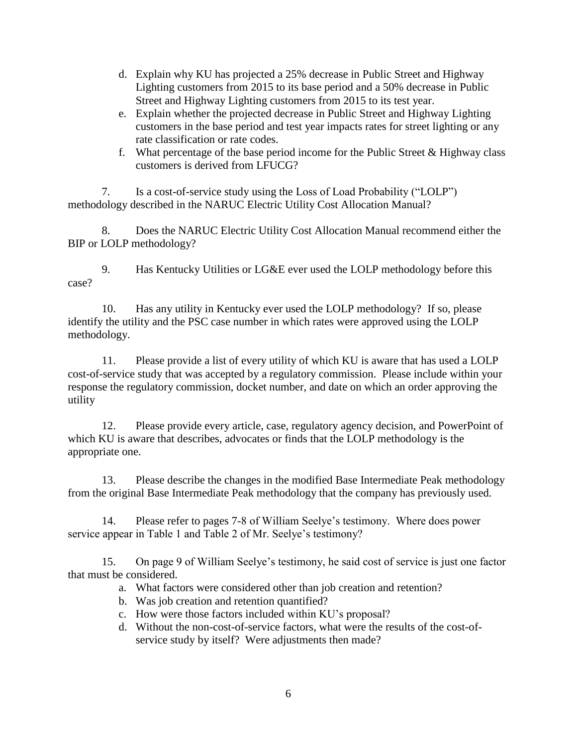d. Explain why KU has projected a 25% decrease in Public Street and Highway Lighting customers from 2015 to its base period and a 50% decrease in Public Street and Highway Lighting customers from 2015 to its test year.
e. Explain whether the projected decrease in Public Street and Highway Lighting customers in the base period and test year impacts rates for street lighting or any rate classification or rate codes.
f. What percentage of the base period income for the Public Street & Highway class customers is derived from LFUCG?

7. Is a cost-of-service study using the Loss of Load Probability ("LOLP") methodology described in the NARUC Electric Utility Cost Allocation Manual?

8. Does the NARUC Electric Utility Cost Allocation Manual recommend either the BIP or LOLP methodology?

9. Has Kentucky Utilities or LG&E ever used the LOLP methodology before this case?

10. Has any utility in Kentucky ever used the LOLP methodology? If so, please identify the utility and the PSC case number in which rates were approved using the LOLP methodology.

11. Please provide a list of every utility of which KU is aware that has used a LOLP cost-of-service study that was accepted by a regulatory commission. Please include within your response the regulatory commission, docket number, and date on which an order approving the utility

12. Please provide every article, case, regulatory agency decision, and PowerPoint of which KU is aware that describes, advocates or finds that the LOLP methodology is the appropriate one.

13. Please describe the changes in the modified Base Intermediate Peak methodology from the original Base Intermediate Peak methodology that the company has previously used.

14. Please refer to pages 7-8 of William Seelye's testimony. Where does power service appear in Table 1 and Table 2 of Mr. Seelye's testimony?

15. On page 9 of William Seelye's testimony, he said cost of service is just one factor that must be considered.

a. What factors were considered other than job creation and retention?
b. Was job creation and retention quantified?
c. How were those factors included within KU's proposal?
d. Without the non-cost-of-service factors, what were the results of the cost-of-service study by itself? Were adjustments then made?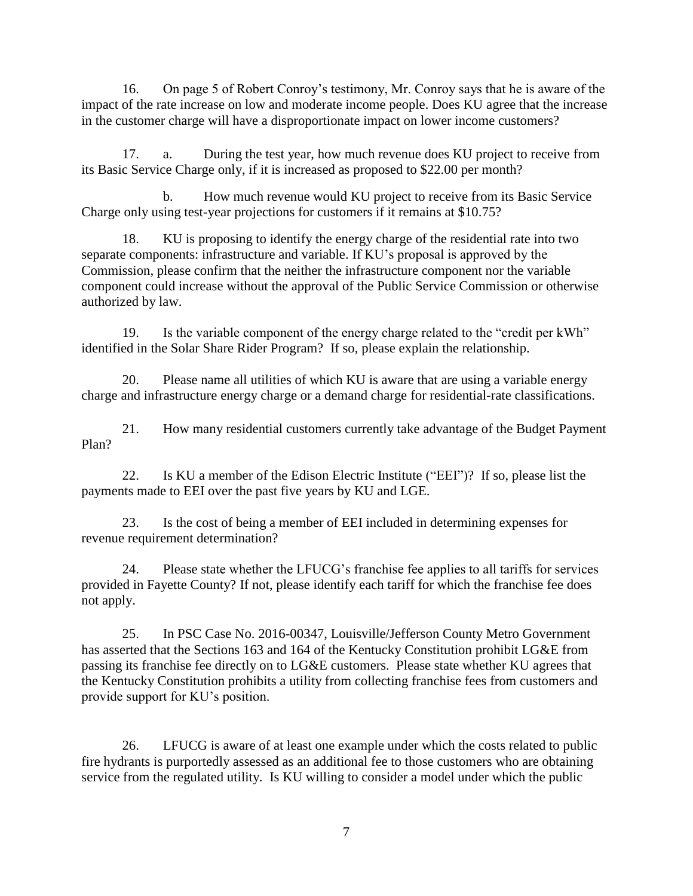16. On page 5 of Robert Conroy's testimony, Mr. Conroy says that he is aware of the impact of the rate increase on low and moderate income people. Does KU agree that the increase in the customer charge will have a disproportionate impact on lower income customers?

17. a. During the test year, how much revenue does KU project to receive from its Basic Service Charge only, if it is increased as proposed to $22.00 per month?

b. How much revenue would KU project to receive from its Basic Service Charge only using test-year projections for customers if it remains at $10.75?

18. KU is proposing to identify the energy charge of the residential rate into two separate components: infrastructure and variable. If KU's proposal is approved by the Commission, please confirm that the neither the infrastructure component nor the variable component could increase without the approval of the Public Service Commission or otherwise authorized by law.

19. Is the variable component of the energy charge related to the "credit per kWh" identified in the Solar Share Rider Program? If so, please explain the relationship.

20. Please name all utilities of which KU is aware that are using a variable energy charge and infrastructure energy charge or a demand charge for residential-rate classifications.

21. How many residential customers currently take advantage of the Budget Payment Plan?

22. Is KU a member of the Edison Electric Institute ("EEI")? If so, please list the payments made to EEI over the past five years by KU and LGE.

23. Is the cost of being a member of EEI included in determining expenses for revenue requirement determination?

24. Please state whether the LFUCG's franchise fee applies to all tariffs for services provided in Fayette County? If not, please identify each tariff for which the franchise fee does not apply.

25. In PSC Case No. 2016-00347, Louisville/Jefferson County Metro Government has asserted that the Sections 163 and 164 of the Kentucky Constitution prohibit LG&E from passing its franchise fee directly on to LG&E customers. Please state whether KU agrees that the Kentucky Constitution prohibits a utility from collecting franchise fees from customers and provide support for KU's position.

26. LFUCG is aware of at least one example under which the costs related to public fire hydrants is purportedly assessed as an additional fee to those customers who are obtaining service from the regulated utility. Is KU willing to consider a model under which the public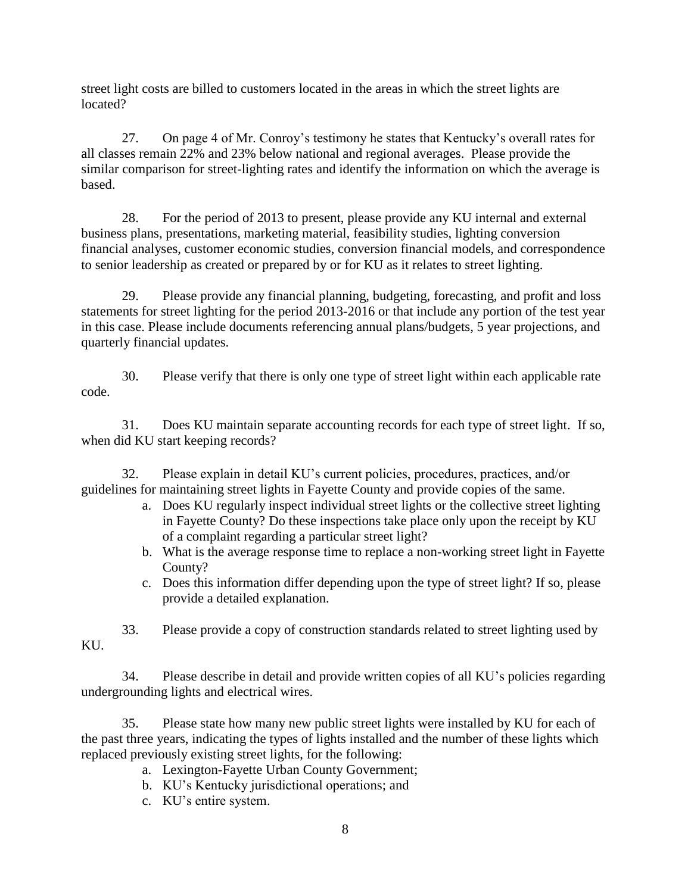street light costs are billed to customers located in the areas in which the street lights are located?

27. On page 4 of Mr. Conroy's testimony he states that Kentucky's overall rates for all classes remain 22% and 23% below national and regional averages. Please provide the similar comparison for street-lighting rates and identify the information on which the average is based.

28. For the period of 2013 to present, please provide any KU internal and external business plans, presentations, marketing material, feasibility studies, lighting conversion financial analyses, customer economic studies, conversion financial models, and correspondence to senior leadership as created or prepared by or for KU as it relates to street lighting.

29. Please provide any financial planning, budgeting, forecasting, and profit and loss statements for street lighting for the period 2013-2016 or that include any portion of the test year in this case. Please include documents referencing annual plans/budgets, 5 year projections, and quarterly financial updates.

30. Please verify that there is only one type of street light within each applicable rate code.

31. Does KU maintain separate accounting records for each type of street light. If so, when did KU start keeping records?

32. Please explain in detail KU's current policies, procedures, practices, and/or guidelines for maintaining street lights in Fayette County and provide copies of the same.

   a. Does KU regularly inspect individual street lights or the collective street lighting in Fayette County? Do these inspections take place only upon the receipt by KU of a complaint regarding a particular street light?
   b. What is the average response time to replace a non-working street light in Fayette County?
   c. Does this information differ depending upon the type of street light? If so, please provide a detailed explanation.

33. Please provide a copy of construction standards related to street lighting used by KU.

34. Please describe in detail and provide written copies of all KU's policies regarding undergrounding lights and electrical wires.

35. Please state how many new public street lights were installed by KU for each of the past three years, indicating the types of lights installed and the number of these lights which replaced previously existing street lights, for the following:

   a. Lexington-Fayette Urban County Government;
   b. KU's Kentucky jurisdictional operations; and
   c. KU's entire system.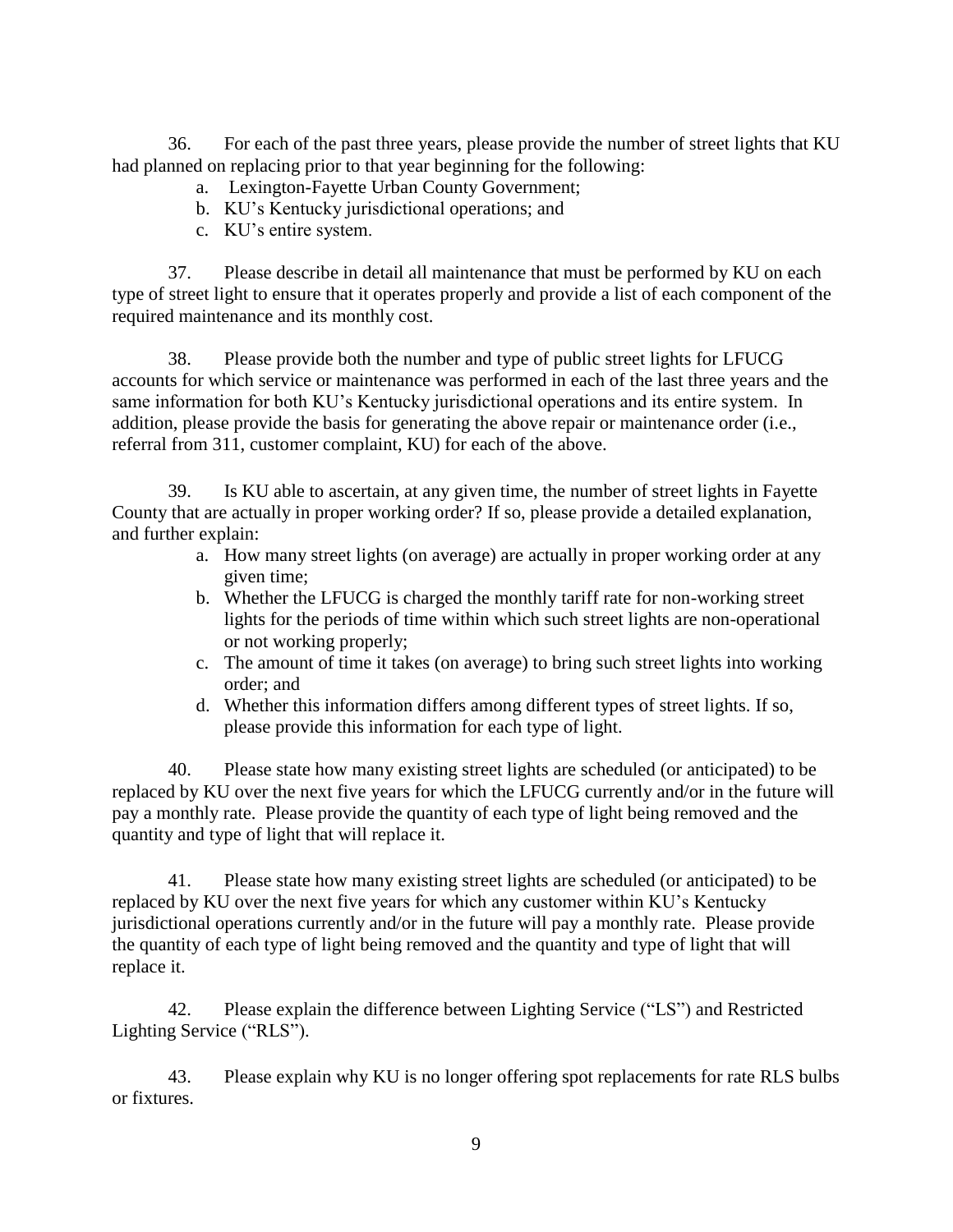36. For each of the past three years, please provide the number of street lights that KU had planned on replacing prior to that year beginning for the following:

   a. Lexington-Fayette Urban County Government;
   b. KU's Kentucky jurisdictional operations; and
   c. KU's entire system.

37. Please describe in detail all maintenance that must be performed by KU on each type of street light to ensure that it operates properly and provide a list of each component of the required maintenance and its monthly cost.

38. Please provide both the number and type of public street lights for LFUCG accounts for which service or maintenance was performed in each of the last three years and the same information for both KU's Kentucky jurisdictional operations and its entire system. In addition, please provide the basis for generating the above repair or maintenance order (i.e., referral from 311, customer complaint, KU) for each of the above.

39. Is KU able to ascertain, at any given time, the number of street lights in Fayette County that are actually in proper working order? If so, please provide a detailed explanation, and further explain:

   a. How many street lights (on average) are actually in proper working order at any given time;
   b. Whether the LFUCG is charged the monthly tariff rate for non-working street lights for the periods of time within which such street lights are non-operational or not working properly;
   c. The amount of time it takes (on average) to bring such street lights into working order; and
   d. Whether this information differs among different types of street lights. If so, please provide this information for each type of light.

40. Please state how many existing street lights are scheduled (or anticipated) to be replaced by KU over the next five years for which the LFUCG currently and/or in the future will pay a monthly rate. Please provide the quantity of each type of light being removed and the quantity and type of light that will replace it.

41. Please state how many existing street lights are scheduled (or anticipated) to be replaced by KU over the next five years for which any customer within KU's Kentucky jurisdictional operations currently and/or in the future will pay a monthly rate. Please provide the quantity of each type of light being removed and the quantity and type of light that will replace it.

42. Please explain the difference between Lighting Service ("LS") and Restricted Lighting Service ("RLS").

43. Please explain why KU is no longer offering spot replacements for rate RLS bulbs or fixtures.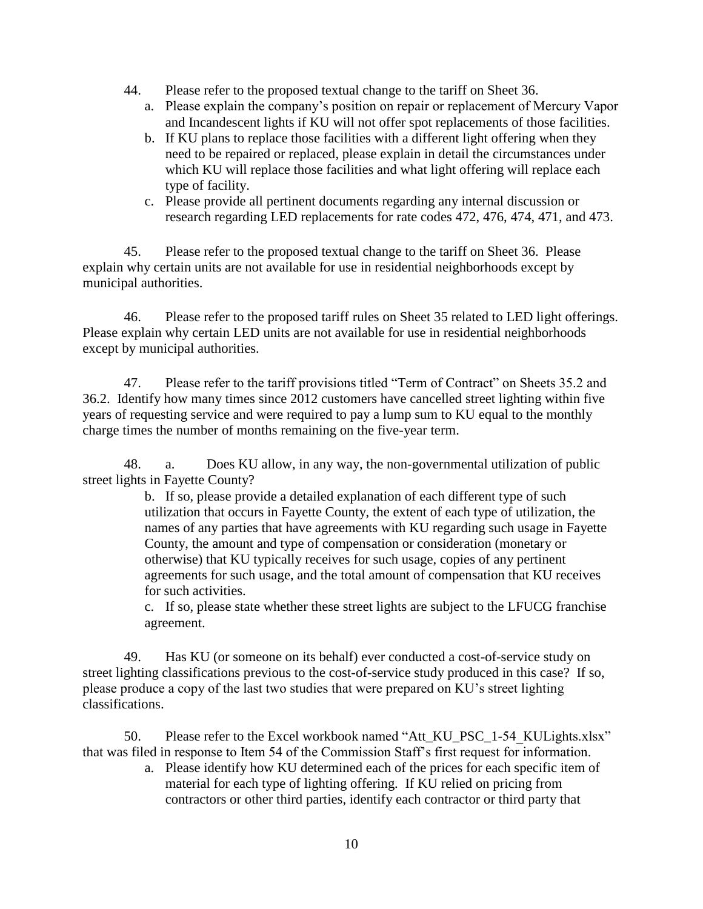44. Please refer to the proposed textual change to the tariff on Sheet 36.
    a. Please explain the company's position on repair or replacement of Mercury Vapor and Incandescent lights if KU will not offer spot replacements of those facilities.
    b. If KU plans to replace those facilities with a different light offering when they need to be repaired or replaced, please explain in detail the circumstances under which KU will replace those facilities and what light offering will replace each type of facility.
    c. Please provide all pertinent documents regarding any internal discussion or research regarding LED replacements for rate codes 472, 476, 474, 471, and 473.

45. Please refer to the proposed textual change to the tariff on Sheet 36. Please explain why certain units are not available for use in residential neighborhoods except by municipal authorities.

46. Please refer to the proposed tariff rules on Sheet 35 related to LED light offerings. Please explain why certain LED units are not available for use in residential neighborhoods except by municipal authorities.

47. Please refer to the tariff provisions titled "Term of Contract" on Sheets 35.2 and 36.2. Identify how many times since 2012 customers have cancelled street lighting within five years of requesting service and were required to pay a lump sum to KU equal to the monthly charge times the number of months remaining on the five-year term.

48. a. Does KU allow, in any way, the non-governmental utilization of public street lights in Fayette County?
    b. If so, please provide a detailed explanation of each different type of such utilization that occurs in Fayette County, the extent of each type of utilization, the names of any parties that have agreements with KU regarding such usage in Fayette County, the amount and type of compensation or consideration (monetary or otherwise) that KU typically receives for such usage, copies of any pertinent agreements for such usage, and the total amount of compensation that KU receives for such activities.
    c. If so, please state whether these street lights are subject to the LFUCG franchise agreement.

49. Has KU (or someone on its behalf) ever conducted a cost-of-service study on street lighting classifications previous to the cost-of-service study produced in this case? If so, please produce a copy of the last two studies that were prepared on KU's street lighting classifications.

50. Please refer to the Excel workbook named "Att_KU_PSC_1-54_KULights.xlsx" that was filed in response to Item 54 of the Commission Staff's first request for information.
    a. Please identify how KU determined each of the prices for each specific item of material for each type of lighting offering. If KU relied on pricing from contractors or other third parties, identify each contractor or third party that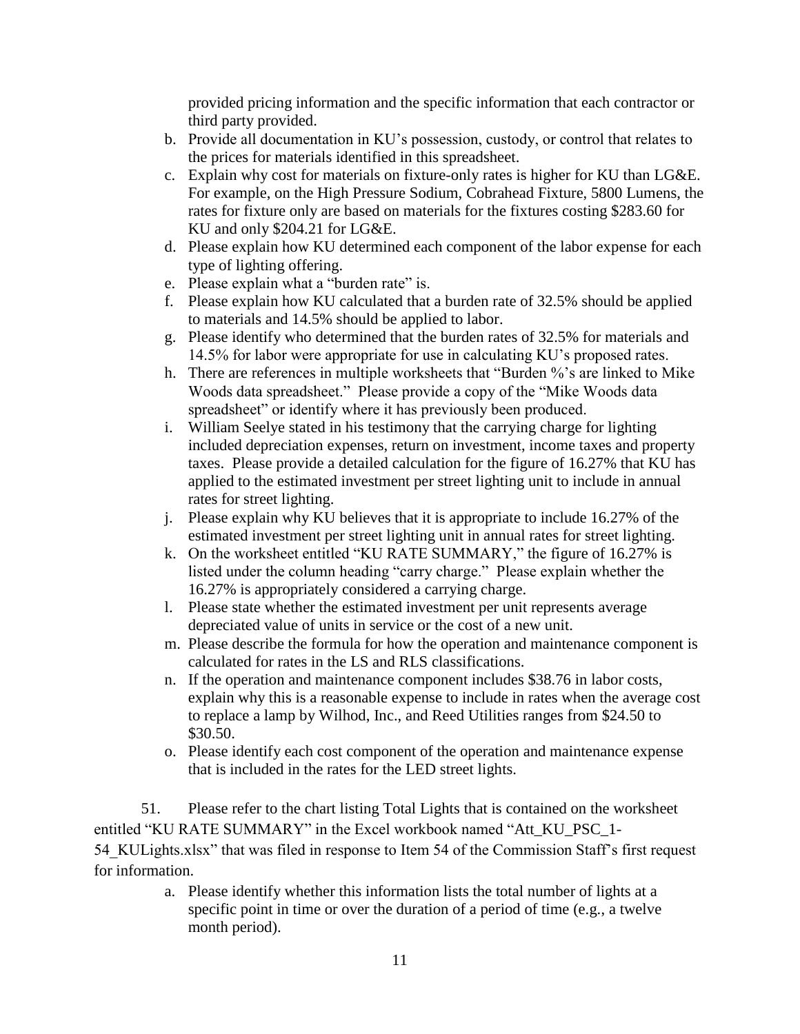provided pricing information and the specific information that each contractor or third party provided.

b. Provide all documentation in KU's possession, custody, or control that relates to the prices for materials identified in this spreadsheet.
c. Explain why cost for materials on fixture-only rates is higher for KU than LG&E. For example, on the High Pressure Sodium, Cobrahead Fixture, 5800 Lumens, the rates for fixture only are based on materials for the fixtures costing $283.60 for KU and only $204.21 for LG&E.
d. Please explain how KU determined each component of the labor expense for each type of lighting offering.
e. Please explain what a "burden rate" is.
f. Please explain how KU calculated that a burden rate of 32.5% should be applied to materials and 14.5% should be applied to labor.
g. Please identify who determined that the burden rates of 32.5% for materials and 14.5% for labor were appropriate for use in calculating KU's proposed rates.
h. There are references in multiple worksheets that "Burden %'s are linked to Mike Woods data spreadsheet." Please provide a copy of the "Mike Woods data spreadsheet" or identify where it has previously been produced.
i. William Seelye stated in his testimony that the carrying charge for lighting included depreciation expenses, return on investment, income taxes and property taxes. Please provide a detailed calculation for the figure of 16.27% that KU has applied to the estimated investment per street lighting unit to include in annual rates for street lighting.
j. Please explain why KU believes that it is appropriate to include 16.27% of the estimated investment per street lighting unit in annual rates for street lighting.
k. On the worksheet entitled "KU RATE SUMMARY," the figure of 16.27% is listed under the column heading "carry charge." Please explain whether the 16.27% is appropriately considered a carrying charge.
l. Please state whether the estimated investment per unit represents average depreciated value of units in service or the cost of a new unit.
m. Please describe the formula for how the operation and maintenance component is calculated for rates in the LS and RLS classifications.
n. If the operation and maintenance component includes $38.76 in labor costs, explain why this is a reasonable expense to include in rates when the average cost to replace a lamp by Wilhod, Inc., and Reed Utilities ranges from $24.50 to $30.50.
o. Please identify each cost component of the operation and maintenance expense that is included in the rates for the LED street lights.

51. Please refer to the chart listing Total Lights that is contained on the worksheet entitled "KU RATE SUMMARY" in the Excel workbook named "Att_KU_PSC_1-54_KULights.xlsx" that was filed in response to Item 54 of the Commission Staff's first request for information.

a. Please identify whether this information lists the total number of lights at a specific point in time or over the duration of a period of time (e.g., a twelve month period).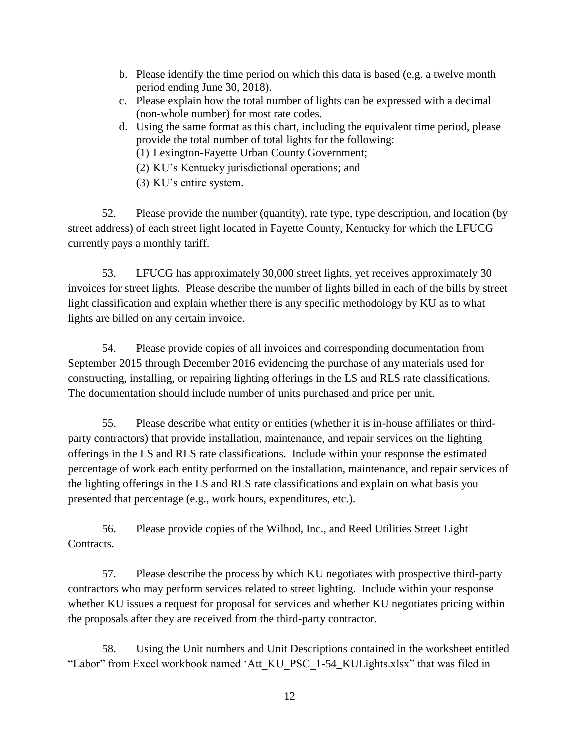b. Please identify the time period on which this data is based (e.g. a twelve month period ending June 30, 2018).
c. Please explain how the total number of lights can be expressed with a decimal (non-whole number) for most rate codes.
d. Using the same format as this chart, including the equivalent time period, please provide the total number of total lights for the following:
   (1) Lexington-Fayette Urban County Government;
   (2) KU's Kentucky jurisdictional operations; and
   (3) KU's entire system.

52. Please provide the number (quantity), rate type, type description, and location (by street address) of each street light located in Fayette County, Kentucky for which the LFUCG currently pays a monthly tariff.

53. LFUCG has approximately 30,000 street lights, yet receives approximately 30 invoices for street lights. Please describe the number of lights billed in each of the bills by street light classification and explain whether there is any specific methodology by KU as to what lights are billed on any certain invoice.

54. Please provide copies of all invoices and corresponding documentation from September 2015 through December 2016 evidencing the purchase of any materials used for constructing, installing, or repairing lighting offerings in the LS and RLS rate classifications. The documentation should include number of units purchased and price per unit.

55. Please describe what entity or entities (whether it is in-house affiliates or third-party contractors) that provide installation, maintenance, and repair services on the lighting offerings in the LS and RLS rate classifications. Include within your response the estimated percentage of work each entity performed on the installation, maintenance, and repair services of the lighting offerings in the LS and RLS rate classifications and explain on what basis you presented that percentage (e.g., work hours, expenditures, etc.).

56. Please provide copies of the Wilhod, Inc., and Reed Utilities Street Light Contracts.

57. Please describe the process by which KU negotiates with prospective third-party contractors who may perform services related to street lighting. Include within your response whether KU issues a request for proposal for services and whether KU negotiates pricing within the proposals after they are received from the third-party contractor.

58. Using the Unit numbers and Unit Descriptions contained in the worksheet entitled "Labor" from Excel workbook named 'Att_KU_PSC_1-54_KULights.xlsx" that was filed in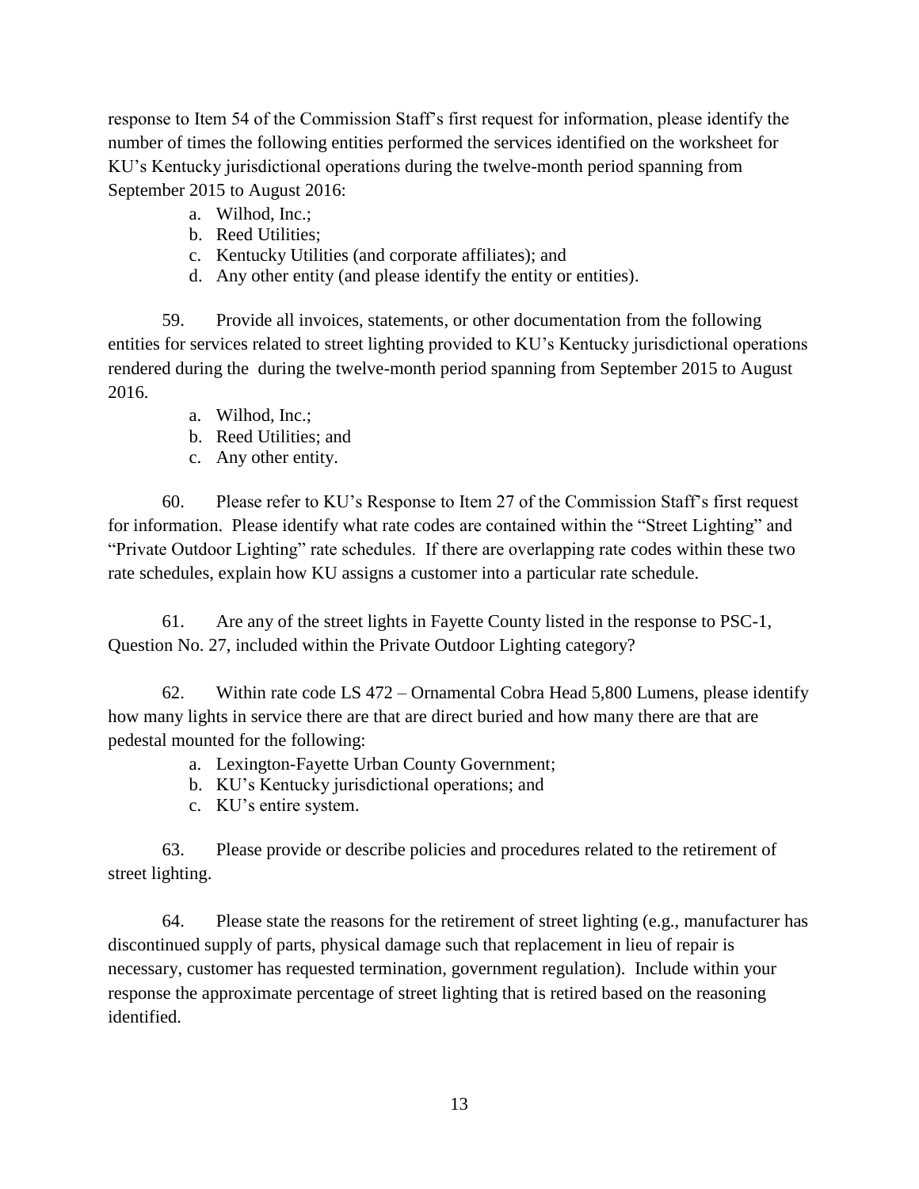response to Item 54 of the Commission Staff's first request for information, please identify the number of times the following entities performed the services identified on the worksheet for KU's Kentucky jurisdictional operations during the twelve-month period spanning from September 2015 to August 2016:

a. Wilhod, Inc.;
b. Reed Utilities;
c. Kentucky Utilities (and corporate affiliates); and
d. Any other entity (and please identify the entity or entities).

59. Provide all invoices, statements, or other documentation from the following entities for services related to street lighting provided to KU's Kentucky jurisdictional operations rendered during the during the twelve-month period spanning from September 2015 to August 2016.

a. Wilhod, Inc.;
b. Reed Utilities; and
c. Any other entity.

60. Please refer to KU's Response to Item 27 of the Commission Staff's first request for information. Please identify what rate codes are contained within the "Street Lighting" and "Private Outdoor Lighting" rate schedules. If there are overlapping rate codes within these two rate schedules, explain how KU assigns a customer into a particular rate schedule.

61. Are any of the street lights in Fayette County listed in the response to PSC-1, Question No. 27, included within the Private Outdoor Lighting category?

62. Within rate code LS 472 – Ornamental Cobra Head 5,800 Lumens, please identify how many lights in service there are that are direct buried and how many there are that are pedestal mounted for the following:

a. Lexington-Fayette Urban County Government;
b. KU's Kentucky jurisdictional operations; and
c. KU's entire system.

63. Please provide or describe policies and procedures related to the retirement of street lighting.

64. Please state the reasons for the retirement of street lighting (e.g., manufacturer has discontinued supply of parts, physical damage such that replacement in lieu of repair is necessary, customer has requested termination, government regulation). Include within your response the approximate percentage of street lighting that is retired based on the reasoning identified.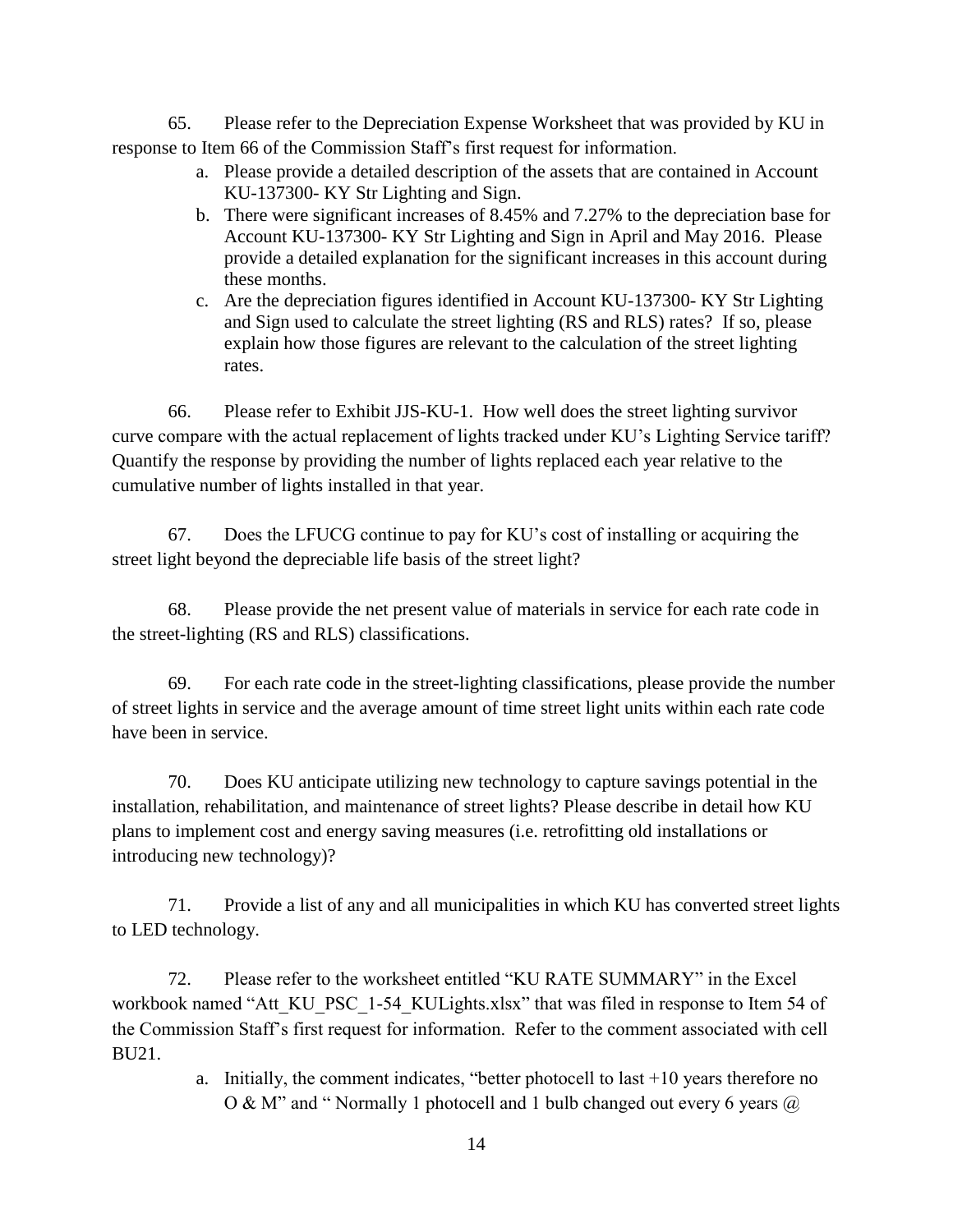65. Please refer to the Depreciation Expense Worksheet that was provided by KU in response to Item 66 of the Commission Staff's first request for information.

   a. Please provide a detailed description of the assets that are contained in Account KU-137300- KY Str Lighting and Sign.
   b. There were significant increases of 8.45% and 7.27% to the depreciation base for Account KU-137300- KY Str Lighting and Sign in April and May 2016. Please provide a detailed explanation for the significant increases in this account during these months.
   c. Are the depreciation figures identified in Account KU-137300- KY Str Lighting and Sign used to calculate the street lighting (RS and RLS) rates? If so, please explain how those figures are relevant to the calculation of the street lighting rates.

66. Please refer to Exhibit JJS-KU-1. How well does the street lighting survivor curve compare with the actual replacement of lights tracked under KU's Lighting Service tariff? Quantify the response by providing the number of lights replaced each year relative to the cumulative number of lights installed in that year.

67. Does the LFUCG continue to pay for KU's cost of installing or acquiring the street light beyond the depreciable life basis of the street light?

68. Please provide the net present value of materials in service for each rate code in the street-lighting (RS and RLS) classifications.

69. For each rate code in the street-lighting classifications, please provide the number of street lights in service and the average amount of time street light units within each rate code have been in service.

70. Does KU anticipate utilizing new technology to capture savings potential in the installation, rehabilitation, and maintenance of street lights? Please describe in detail how KU plans to implement cost and energy saving measures (i.e. retrofitting old installations or introducing new technology)?

71. Provide a list of any and all municipalities in which KU has converted street lights to LED technology.

72. Please refer to the worksheet entitled "KU RATE SUMMARY" in the Excel workbook named "Att_KU_PSC_1-54_KULights.xlsx" that was filed in response to Item 54 of the Commission Staff's first request for information. Refer to the comment associated with cell BU21.

   a. Initially, the comment indicates, "better photocell to last +10 years therefore no O & M" and " Normally 1 photocell and 1 bulb changed out every 6 years @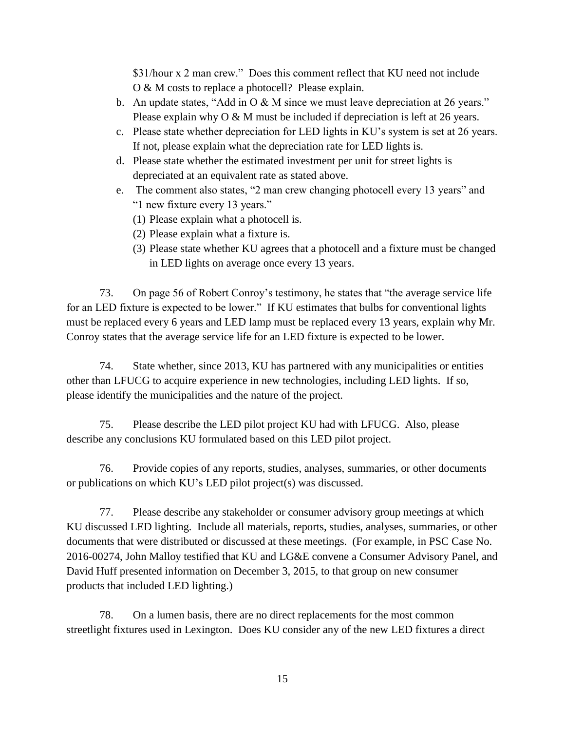$31/hour x 2 man crew." Does this comment reflect that KU need not include O & M costs to replace a photocell? Please explain.

b. An update states, "Add in O & M since we must leave depreciation at 26 years." Please explain why O & M must be included if depreciation is left at 26 years.
c. Please state whether depreciation for LED lights in KU's system is set at 26 years. If not, please explain what the depreciation rate for LED lights is.
d. Please state whether the estimated investment per unit for street lights is depreciated at an equivalent rate as stated above.
e. The comment also states, "2 man crew changing photocell every 13 years" and "1 new fixture every 13 years."
   (1) Please explain what a photocell is.
   (2) Please explain what a fixture is.
   (3) Please state whether KU agrees that a photocell and a fixture must be changed in LED lights on average once every 13 years.

73. On page 56 of Robert Conroy's testimony, he states that "the average service life for an LED fixture is expected to be lower." If KU estimates that bulbs for conventional lights must be replaced every 6 years and LED lamp must be replaced every 13 years, explain why Mr. Conroy states that the average service life for an LED fixture is expected to be lower.

74. State whether, since 2013, KU has partnered with any municipalities or entities other than LFUCG to acquire experience in new technologies, including LED lights. If so, please identify the municipalities and the nature of the project.

75. Please describe the LED pilot project KU had with LFUCG. Also, please describe any conclusions KU formulated based on this LED pilot project.

76. Provide copies of any reports, studies, analyses, summaries, or other documents or publications on which KU's LED pilot project(s) was discussed.

77. Please describe any stakeholder or consumer advisory group meetings at which KU discussed LED lighting. Include all materials, reports, studies, analyses, summaries, or other documents that were distributed or discussed at these meetings. (For example, in PSC Case No. 2016-00274, John Malloy testified that KU and LG&E convene a Consumer Advisory Panel, and David Huff presented information on December 3, 2015, to that group on new consumer products that included LED lighting.)

78. On a lumen basis, there are no direct replacements for the most common streetlight fixtures used in Lexington. Does KU consider any of the new LED fixtures a direct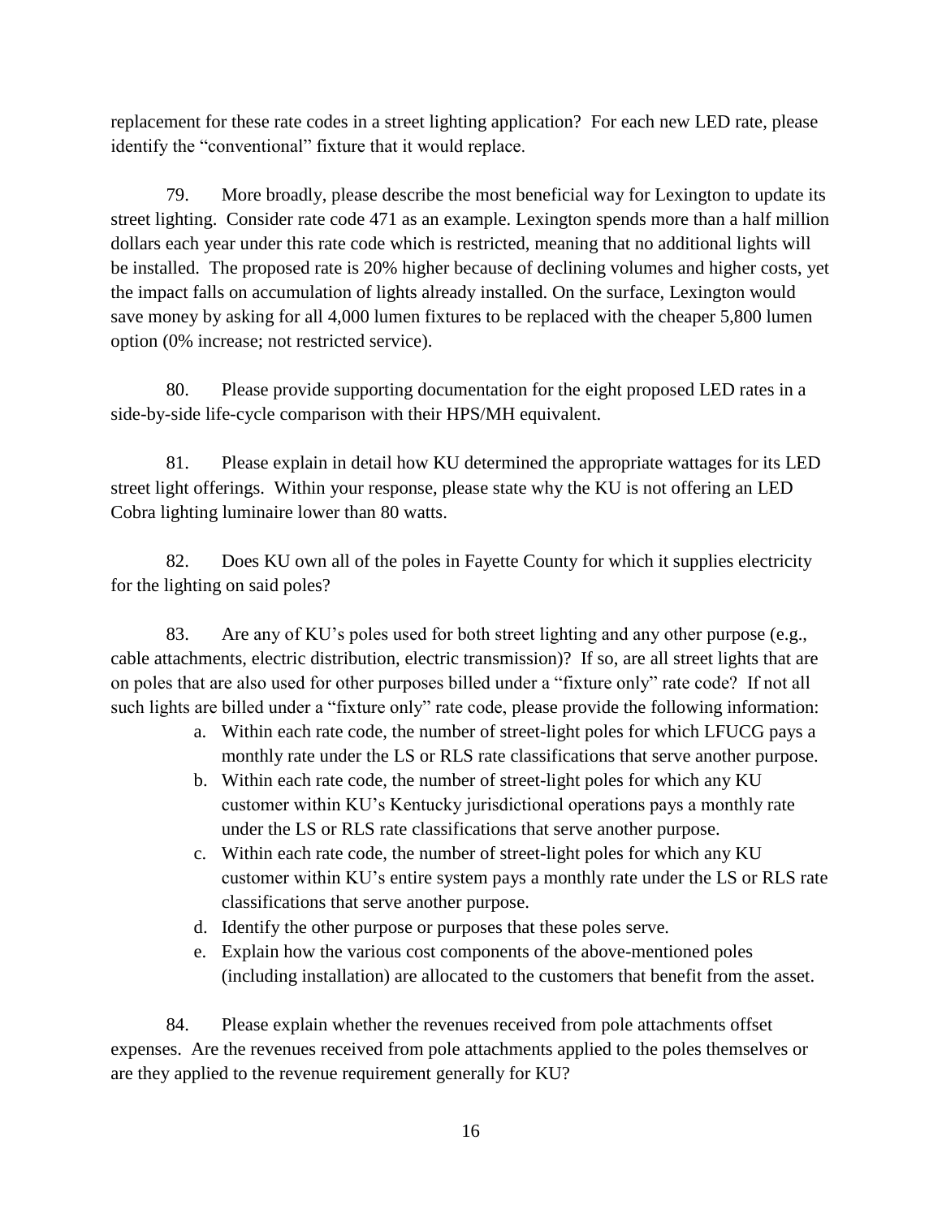replacement for these rate codes in a street lighting application? For each new LED rate, please identify the "conventional" fixture that it would replace.

79. More broadly, please describe the most beneficial way for Lexington to update its street lighting. Consider rate code 471 as an example. Lexington spends more than a half million dollars each year under this rate code which is restricted, meaning that no additional lights will be installed. The proposed rate is 20% higher because of declining volumes and higher costs, yet the impact falls on accumulation of lights already installed. On the surface, Lexington would save money by asking for all 4,000 lumen fixtures to be replaced with the cheaper 5,800 lumen option (0% increase; not restricted service).

80. Please provide supporting documentation for the eight proposed LED rates in a side-by-side life-cycle comparison with their HPS/MH equivalent.

81. Please explain in detail how KU determined the appropriate wattages for its LED street light offerings. Within your response, please state why the KU is not offering an LED Cobra lighting luminaire lower than 80 watts.

82. Does KU own all of the poles in Fayette County for which it supplies electricity for the lighting on said poles?

83. Are any of KU's poles used for both street lighting and any other purpose (e.g., cable attachments, electric distribution, electric transmission)? If so, are all street lights that are on poles that are also used for other purposes billed under a "fixture only" rate code? If not all such lights are billed under a "fixture only" rate code, please provide the following information:

a. Within each rate code, the number of street-light poles for which LFUCG pays a monthly rate under the LS or RLS rate classifications that serve another purpose.
b. Within each rate code, the number of street-light poles for which any KU customer within KU's Kentucky jurisdictional operations pays a monthly rate under the LS or RLS rate classifications that serve another purpose.
c. Within each rate code, the number of street-light poles for which any KU customer within KU's entire system pays a monthly rate under the LS or RLS rate classifications that serve another purpose.
d. Identify the other purpose or purposes that these poles serve.
e. Explain how the various cost components of the above-mentioned poles (including installation) are allocated to the customers that benefit from the asset.

84. Please explain whether the revenues received from pole attachments offset expenses. Are the revenues received from pole attachments applied to the poles themselves or are they applied to the revenue requirement generally for KU?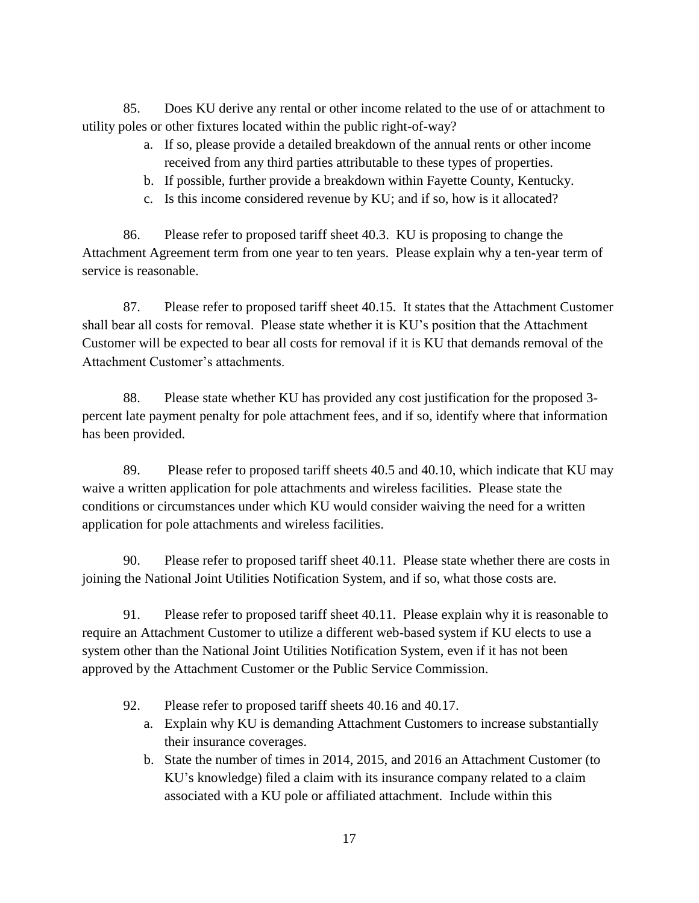85. Does KU derive any rental or other income related to the use of or attachment to utility poles or other fixtures located within the public right-of-way?

   a. If so, please provide a detailed breakdown of the annual rents or other income received from any third parties attributable to these types of properties.
   b. If possible, further provide a breakdown within Fayette County, Kentucky.
   c. Is this income considered revenue by KU; and if so, how is it allocated?

86. Please refer to proposed tariff sheet 40.3. KU is proposing to change the Attachment Agreement term from one year to ten years. Please explain why a ten-year term of service is reasonable.

87. Please refer to proposed tariff sheet 40.15. It states that the Attachment Customer shall bear all costs for removal. Please state whether it is KU's position that the Attachment Customer will be expected to bear all costs for removal if it is KU that demands removal of the Attachment Customer's attachments.

88. Please state whether KU has provided any cost justification for the proposed 3-percent late payment penalty for pole attachment fees, and if so, identify where that information has been provided.

89. Please refer to proposed tariff sheets 40.5 and 40.10, which indicate that KU may waive a written application for pole attachments and wireless facilities. Please state the conditions or circumstances under which KU would consider waiving the need for a written application for pole attachments and wireless facilities.

90. Please refer to proposed tariff sheet 40.11. Please state whether there are costs in joining the National Joint Utilities Notification System, and if so, what those costs are.

91. Please refer to proposed tariff sheet 40.11. Please explain why it is reasonable to require an Attachment Customer to utilize a different web-based system if KU elects to use a system other than the National Joint Utilities Notification System, even if it has not been approved by the Attachment Customer or the Public Service Commission.

92. Please refer to proposed tariff sheets 40.16 and 40.17.

   a. Explain why KU is demanding Attachment Customers to increase substantially their insurance coverages.
   b. State the number of times in 2014, 2015, and 2016 an Attachment Customer (to KU's knowledge) filed a claim with its insurance company related to a claim associated with a KU pole or affiliated attachment. Include within this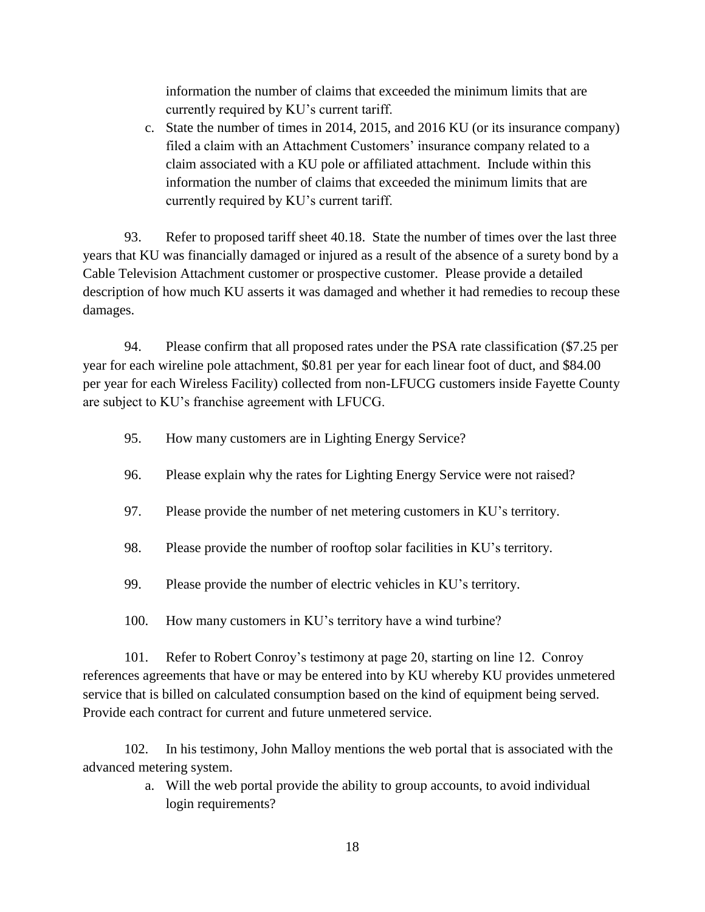information the number of claims that exceeded the minimum limits that are currently required by KU's current tariff.

c. State the number of times in 2014, 2015, and 2016 KU (or its insurance company) filed a claim with an Attachment Customers' insurance company related to a claim associated with a KU pole or affiliated attachment. Include within this information the number of claims that exceeded the minimum limits that are currently required by KU's current tariff.

93. Refer to proposed tariff sheet 40.18. State the number of times over the last three years that KU was financially damaged or injured as a result of the absence of a surety bond by a Cable Television Attachment customer or prospective customer. Please provide a detailed description of how much KU asserts it was damaged and whether it had remedies to recoup these damages.

94. Please confirm that all proposed rates under the PSA rate classification ($7.25 per year for each wireline pole attachment, $0.81 per year for each linear foot of duct, and $84.00 per year for each Wireless Facility) collected from non-LFUCG customers inside Fayette County are subject to KU's franchise agreement with LFUCG.

95. How many customers are in Lighting Energy Service?

96. Please explain why the rates for Lighting Energy Service were not raised?

97. Please provide the number of net metering customers in KU's territory.

98. Please provide the number of rooftop solar facilities in KU's territory.

99. Please provide the number of electric vehicles in KU's territory.

100. How many customers in KU's territory have a wind turbine?

101. Refer to Robert Conroy's testimony at page 20, starting on line 12. Conroy references agreements that have or may be entered into by KU whereby KU provides unmetered service that is billed on calculated consumption based on the kind of equipment being served. Provide each contract for current and future unmetered service.

102. In his testimony, John Malloy mentions the web portal that is associated with the advanced metering system.

a. Will the web portal provide the ability to group accounts, to avoid individual login requirements?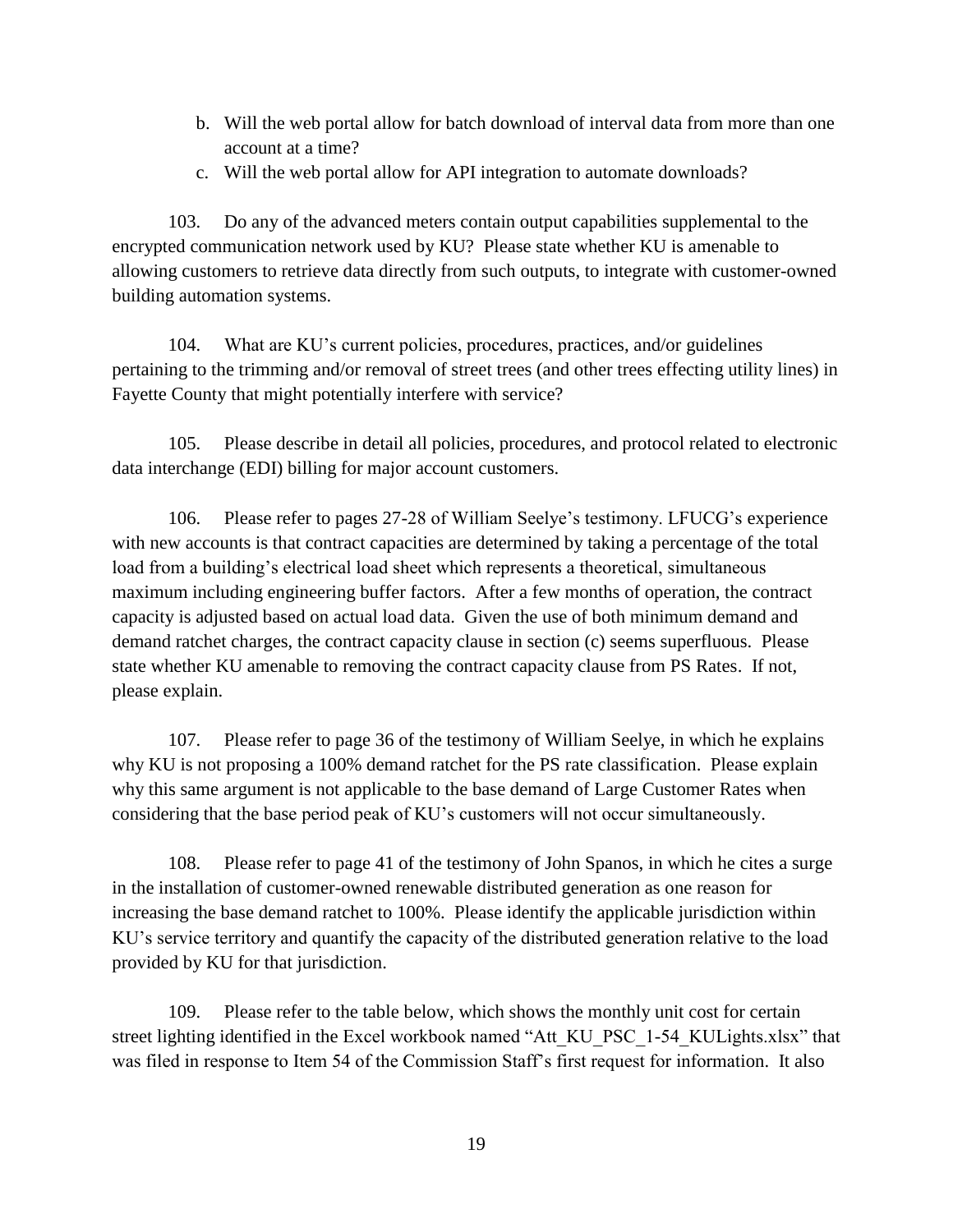b. Will the web portal allow for batch download of interval data from more than one account at a time?
c. Will the web portal allow for API integration to automate downloads?

103. Do any of the advanced meters contain output capabilities supplemental to the encrypted communication network used by KU? Please state whether KU is amenable to allowing customers to retrieve data directly from such outputs, to integrate with customer-owned building automation systems.

104. What are KU's current policies, procedures, practices, and/or guidelines pertaining to the trimming and/or removal of street trees (and other trees effecting utility lines) in Fayette County that might potentially interfere with service?

105. Please describe in detail all policies, procedures, and protocol related to electronic data interchange (EDI) billing for major account customers.

106. Please refer to pages 27-28 of William Seelye's testimony. LFUCG's experience with new accounts is that contract capacities are determined by taking a percentage of the total load from a building's electrical load sheet which represents a theoretical, simultaneous maximum including engineering buffer factors. After a few months of operation, the contract capacity is adjusted based on actual load data. Given the use of both minimum demand and demand ratchet charges, the contract capacity clause in section (c) seems superfluous. Please state whether KU amenable to removing the contract capacity clause from PS Rates. If not, please explain.

107. Please refer to page 36 of the testimony of William Seelye, in which he explains why KU is not proposing a 100% demand ratchet for the PS rate classification. Please explain why this same argument is not applicable to the base demand of Large Customer Rates when considering that the base period peak of KU's customers will not occur simultaneously.

108. Please refer to page 41 of the testimony of John Spanos, in which he cites a surge in the installation of customer-owned renewable distributed generation as one reason for increasing the base demand ratchet to 100%. Please identify the applicable jurisdiction within KU's service territory and quantify the capacity of the distributed generation relative to the load provided by KU for that jurisdiction.

109. Please refer to the table below, which shows the monthly unit cost for certain street lighting identified in the Excel workbook named "Att_KU_PSC_1-54_KULights.xlsx" that was filed in response to Item 54 of the Commission Staff's first request for information. It also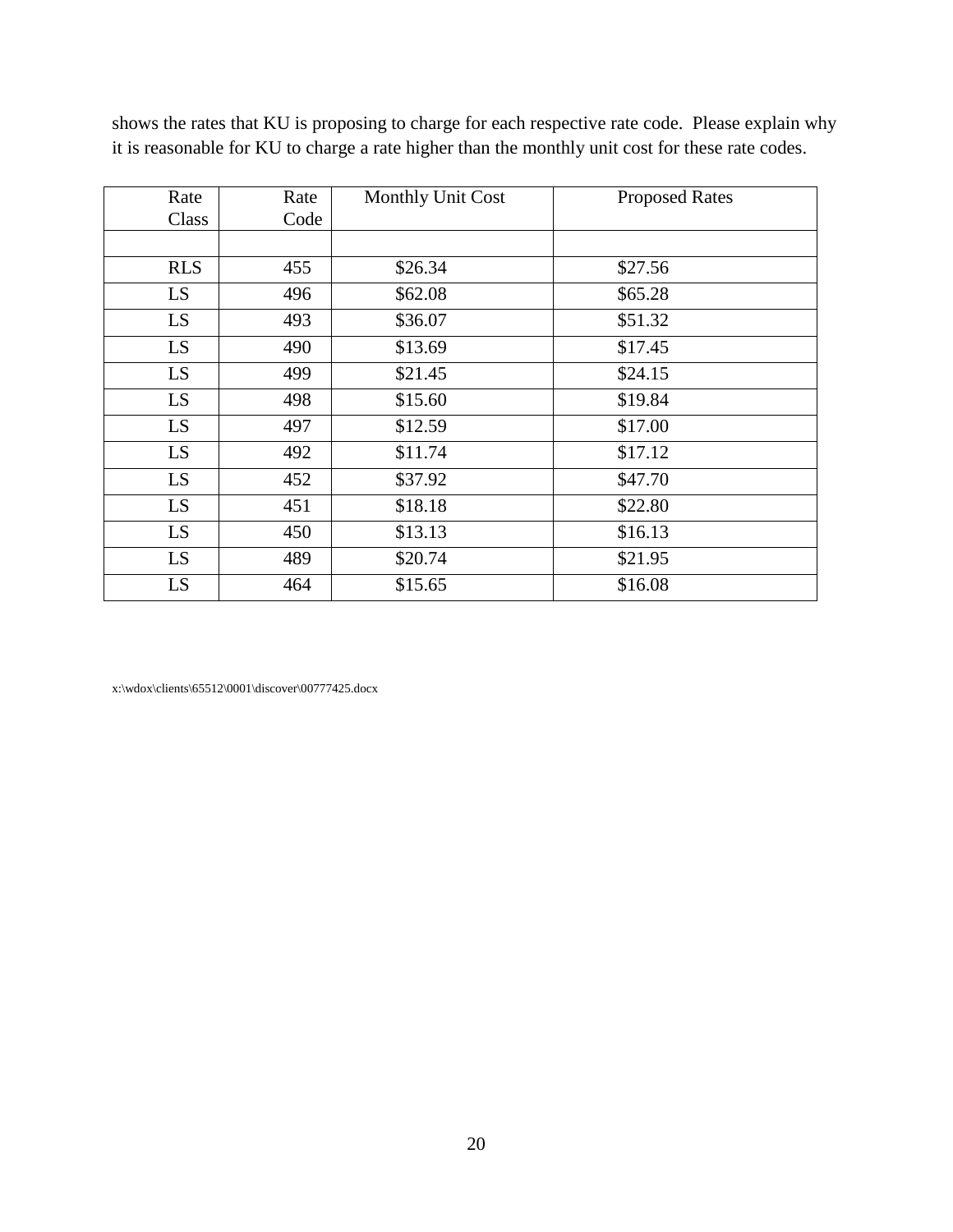shows the rates that KU is proposing to charge for each respective rate code. Please explain why it is reasonable for KU to charge a rate higher than the monthly unit cost for these rate codes.

| Rate Class | Rate Code | Monthly Unit Cost | Proposed Rates |
|---|---|---|---|
| | | | |
| RLS | 455 | $26.34 | $27.56 |
| LS | 496 | $62.08 | $65.28 |
| LS | 493 | $36.07 | $51.32 |
| LS | 490 | $13.69 | $17.45 |
| LS | 499 | $21.45 | $24.15 |
| LS | 498 | $15.60 | $19.84 |
| LS | 497 | $12.59 | $17.00 |
| LS | 492 | $11.74 | $17.12 |
| LS | 452 | $37.92 | $47.70 |
| LS | 451 | $18.18 | $22.80 |
| LS | 450 | $13.13 | $16.13 |
| LS | 489 | $20.74 | $21.95 |
| LS | 464 | $15.65 | $16.08 |

x:\wdox\clients\65512\0001\discover\00777425.docx